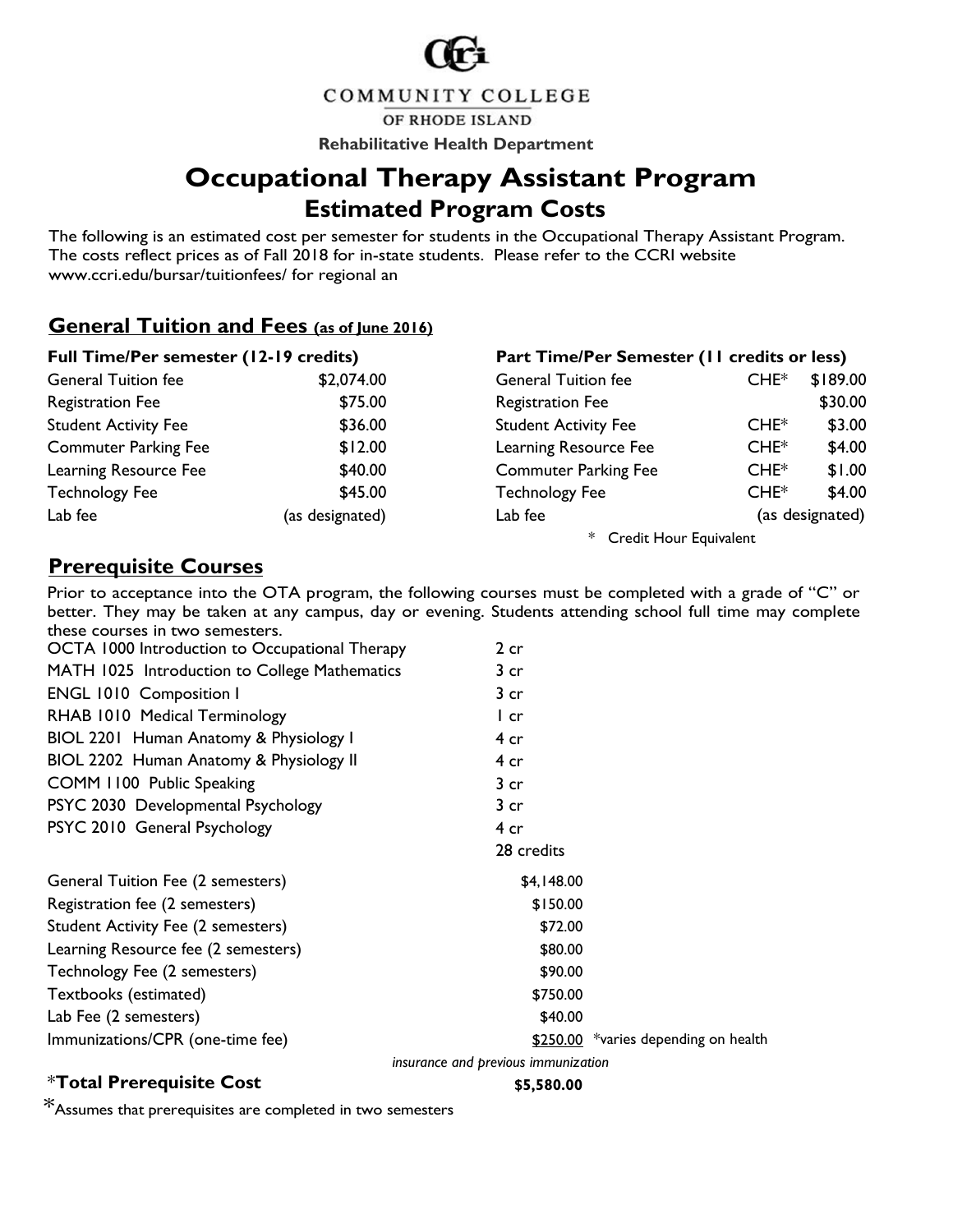CCRi

COMMUNITY COLLEGE

OF RHODE ISLAND

**Rehabilitative Health Department**

# Occupational Therapy Assistant Program

## Estimated Program Costs

The following is an estimated cost per semester for students in the Occupational Therapy Assistant Program. The costs reflect prices as of Fall 2018 for in-state students. Please refer to the CCRI website www.ccri.edu/bursar/tuitionfees/ for regional an

## General Tuition and Fees (as of June 2016)

**Full Time/Per semester (12-19 credits)**

| | |
|---|---|
| General Tuition fee | $2,074.00 |
| Registration Fee | $75.00 |
| Student Activity Fee | $36.00 |
| Commuter Parking Fee | $12.00 |
| Learning Resource Fee | $40.00 |
| Technology Fee | $45.00 |
| Lab fee | (as designated) |

**Part Time/Per Semester (11 credits or less)**

| | | |
|---|---|---|
| General Tuition fee | CHE* | $189.00 |
| Registration Fee | | $30.00 |
| Student Activity Fee | CHE* | $3.00 |
| Learning Resource Fee | CHE* | $4.00 |
| Commuter Parking Fee | CHE* | $1.00 |
| Technology Fee | CHE* | $4.00 |
| Lab fee | | (as designated) |

* Credit Hour Equivalent

## Prerequisite Courses

Prior to acceptance into the OTA program, the following courses must be completed with a grade of "C" or better. They may be taken at any campus, day or evening. Students attending school full time may complete these courses in two semesters.

| | |
|---|---|
| OCTA 1000 Introduction to Occupational Therapy | 2 cr |
| MATH 1025 Introduction to College Mathematics | 3 cr |
| ENGL 1010 Composition I | 3 cr |
| RHAB 1010 Medical Terminology | 1 cr |
| BIOL 2201 Human Anatomy & Physiology I | 4 cr |
| BIOL 2202 Human Anatomy & Physiology II | 4 cr |
| COMM 1100 Public Speaking | 3 cr |
| PSYC 2030 Developmental Psychology | 3 cr |
| PSYC 2010 General Psychology | 4 cr |
| | 28 credits |

| | |
|---|---|
| General Tuition Fee (2 semesters) | $4,148.00 |
| Registration fee (2 semesters) | $150.00 |
| Student Activity Fee (2 semesters) | $72.00 |
| Learning Resource fee (2 semesters) | $80.00 |
| Technology Fee (2 semesters) | $90.00 |
| Textbooks (estimated) | $750.00 |
| Lab Fee (2 semesters) | $40.00 |
| Immunizations/CPR (one-time fee) | $250.00 *varies depending on health insurance and previous immunization |
| ***Total Prerequisite Cost** | **$5,580.00** |

*Assumes that prerequisites are completed in two semesters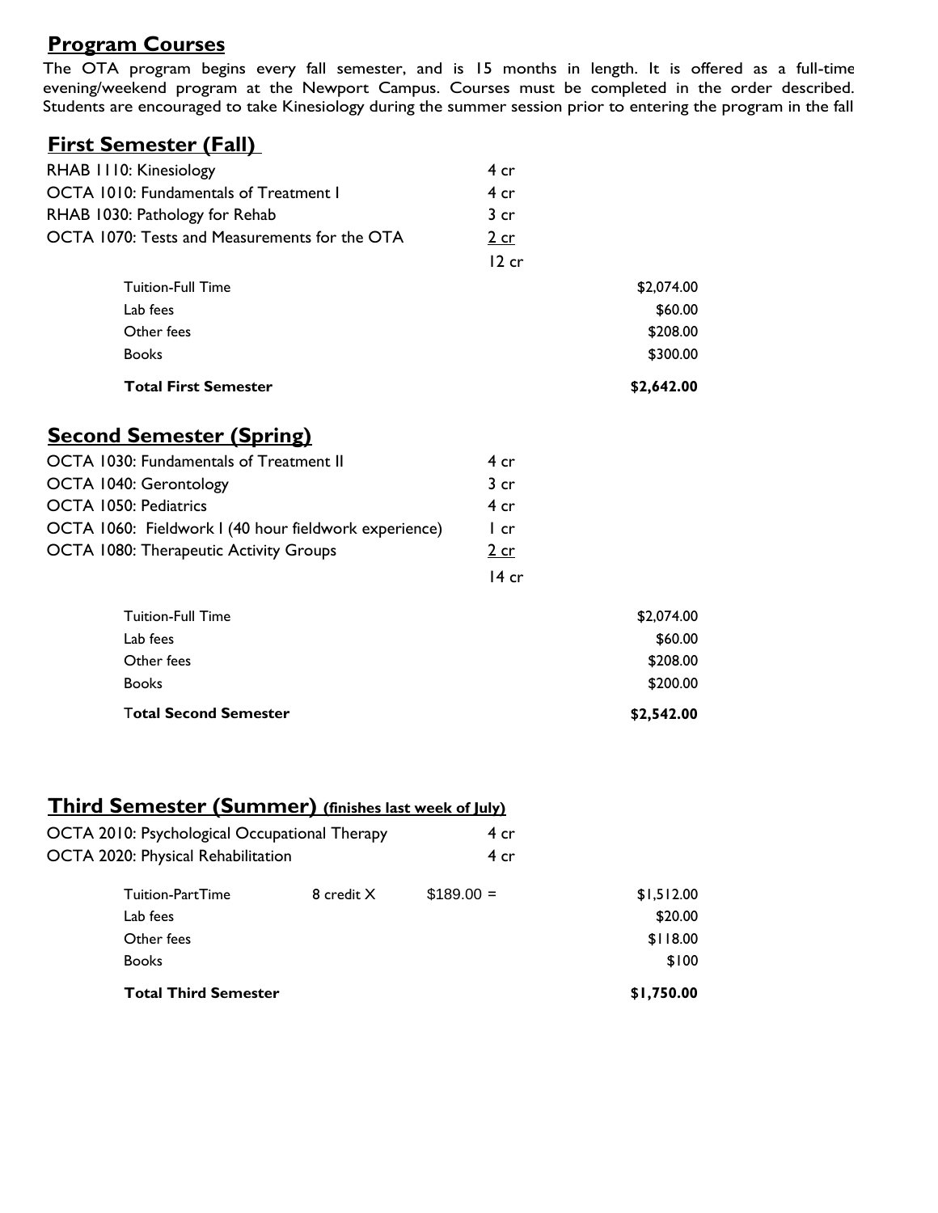## Program Courses

The OTA program begins every fall semester, and is 15 months in length. It is offered as a full-time evening/weekend program at the Newport Campus. Courses must be completed in the order described. Students are encouraged to take Kinesiology during the summer session prior to entering the program in the fall

## First Semester (Fall)

| Course | Credits | |
|---|---|---|
| RHAB 1110: Kinesiology | 4 cr | |
| OCTA 1010: Fundamentals of Treatment I | 4 cr | |
| RHAB 1030: Pathology for Rehab | 3 cr | |
| OCTA 1070: Tests and Measurements for the OTA | 2 cr | |
| | 12 cr | |
| Tuition-Full Time | | $2,074.00 |
| Lab fees | | $60.00 |
| Other fees | | $208.00 |
| Books | | $300.00 |
| **Total First Semester** | | **$2,642.00** |

## Second Semester (Spring)

| Course | Credits | |
|---|---|---|
| OCTA 1030: Fundamentals of Treatment II | 4 cr | |
| OCTA 1040: Gerontology | 3 cr | |
| OCTA 1050: Pediatrics | 4 cr | |
| OCTA 1060: Fieldwork I (40 hour fieldwork experience) | 1 cr | |
| OCTA 1080: Therapeutic Activity Groups | 2 cr | |
| | 14 cr | |
| Tuition-Full Time | | $2,074.00 |
| Lab fees | | $60.00 |
| Other fees | | $208.00 |
| Books | | $200.00 |
| **Total Second Semester** | | **$2,542.00** |

## Third Semester (Summer) (finishes last week of July)

| Course | | Credits | |
|---|---|---|---|
| OCTA 2010: Psychological Occupational Therapy | | 4 cr | |
| OCTA 2020: Physical Rehabilitation | | 4 cr | |
| Tuition-PartTime | 8 credit X | $189.00 = | $1,512.00 |
| Lab fees | | | $20.00 |
| Other fees | | | $118.00 |
| Books | | | $100 |
| **Total Third Semester** | | | **$1,750.00** |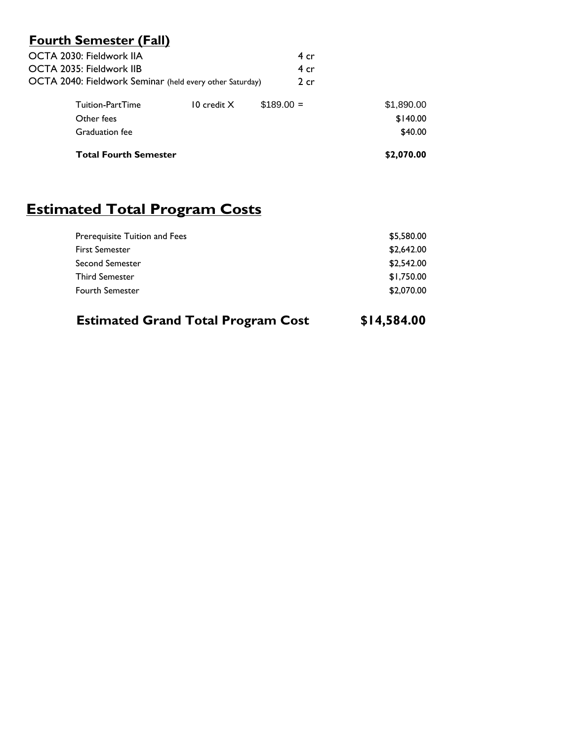## Fourth Semester (Fall)

| | |
|---|---|
| OCTA 2030: Fieldwork IIA | 4 cr |
| OCTA 2035: Fieldwork IIB | 4 cr |
| OCTA 2040: Fieldwork Seminar (held every other Saturday) | 2 cr |

| | | | |
|---|---|---|---|
| Tuition-PartTime | 10 credit X | $189.00 = | $1,890.00 |
| Other fees | | | $140.00 |
| Graduation fee | | | $40.00 |
| **Total Fourth Semester** | | | **$2,070.00** |

# Estimated Total Program Costs

| | |
|---|---|
| Prerequisite Tuition and Fees | $5,580.00 |
| First Semester | $2,642.00 |
| Second Semester | $2,542.00 |
| Third Semester | $1,750.00 |
| Fourth Semester | $2,070.00 |
| **Estimated Grand Total Program Cost** | **$14,584.00** |